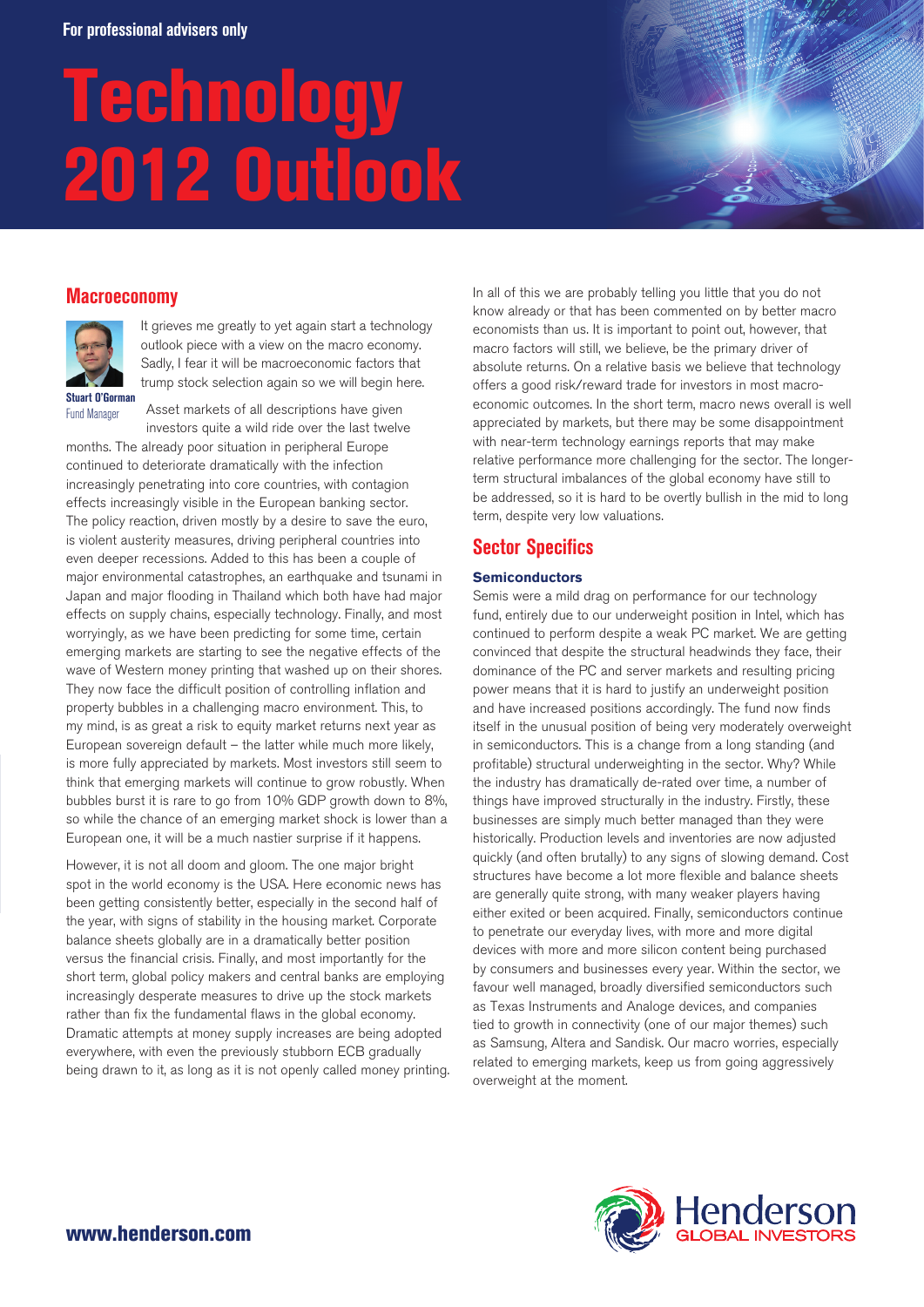For professional advisers only

# Technology 2012 Outlook

## Macroeconomy

**Stuart O'Gorman**
Fund Manager

It grieves me greatly to yet again start a technology outlook piece with a view on the macro economy. Sadly, I fear it will be macroeconomic factors that trump stock selection again so we will begin here.

Asset markets of all descriptions have given investors quite a wild ride over the last twelve months. The already poor situation in peripheral Europe continued to deteriorate dramatically with the infection increasingly penetrating into core countries, with contagion effects increasingly visible in the European banking sector. The policy reaction, driven mostly by a desire to save the euro, is violent austerity measures, driving peripheral countries into even deeper recessions. Added to this has been a couple of major environmental catastrophes, an earthquake and tsunami in Japan and major flooding in Thailand which both have had major effects on supply chains, especially technology. Finally, and most worryingly, as we have been predicting for some time, certain emerging markets are starting to see the negative effects of the wave of Western money printing that washed up on their shores. They now face the difficult position of controlling inflation and property bubbles in a challenging macro environment. This, to my mind, is as great a risk to equity market returns next year as European sovereign default – the latter while much more likely, is more fully appreciated by markets. Most investors still seem to think that emerging markets will continue to grow robustly. When bubbles burst it is rare to go from 10% GDP growth down to 8%, so while the chance of an emerging market shock is lower than a European one, it will be a much nastier surprise if it happens.

However, it is not all doom and gloom. The one major bright spot in the world economy is the USA. Here economic news has been getting consistently better, especially in the second half of the year, with signs of stability in the housing market. Corporate balance sheets globally are in a dramatically better position versus the financial crisis. Finally, and most importantly for the short term, global policy makers and central banks are employing increasingly desperate measures to drive up the stock markets rather than fix the fundamental flaws in the global economy. Dramatic attempts at money supply increases are being adopted everywhere, with even the previously stubborn ECB gradually being drawn to it, as long as it is not openly called money printing.

In all of this we are probably telling you little that you do not know already or that has been commented on by better macro economists than us. It is important to point out, however, that macro factors will still, we believe, be the primary driver of absolute returns. On a relative basis we believe that technology offers a good risk/reward trade for investors in most macro-economic outcomes. In the short term, macro news overall is well appreciated by markets, but there may be some disappointment with near-term technology earnings reports that may make relative performance more challenging for the sector. The longer-term structural imbalances of the global economy have still to be addressed, so it is hard to be overtly bullish in the mid to long term, despite very low valuations.

## Sector Specifics

### Semiconductors

Semis were a mild drag on performance for our technology fund, entirely due to our underweight position in Intel, which has continued to perform despite a weak PC market. We are getting convinced that despite the structural headwinds they face, their dominance of the PC and server markets and resulting pricing power means that it is hard to justify an underweight position and have increased positions accordingly. The fund now finds itself in the unusual position of being very moderately overweight in semiconductors. This is a change from a long standing (and profitable) structural underweighting in the sector. Why? While the industry has dramatically de-rated over time, a number of things have improved structurally in the industry. Firstly, these businesses are simply much better managed than they were historically. Production levels and inventories are now adjusted quickly (and often brutally) to any signs of slowing demand. Cost structures have become a lot more flexible and balance sheets are generally quite strong, with many weaker players having either exited or been acquired. Finally, semiconductors continue to penetrate our everyday lives, with more and more digital devices with more and more silicon content being purchased by consumers and businesses every year. Within the sector, we favour well managed, broadly diversified semiconductors such as Texas Instruments and Analoge devices, and companies tied to growth in connectivity (one of our major themes) such as Samsung, Altera and Sandisk. Our macro worries, especially related to emerging markets, keep us from going aggressively overweight at the moment.

**www.henderson.com**

Henderson GLOBAL INVESTORS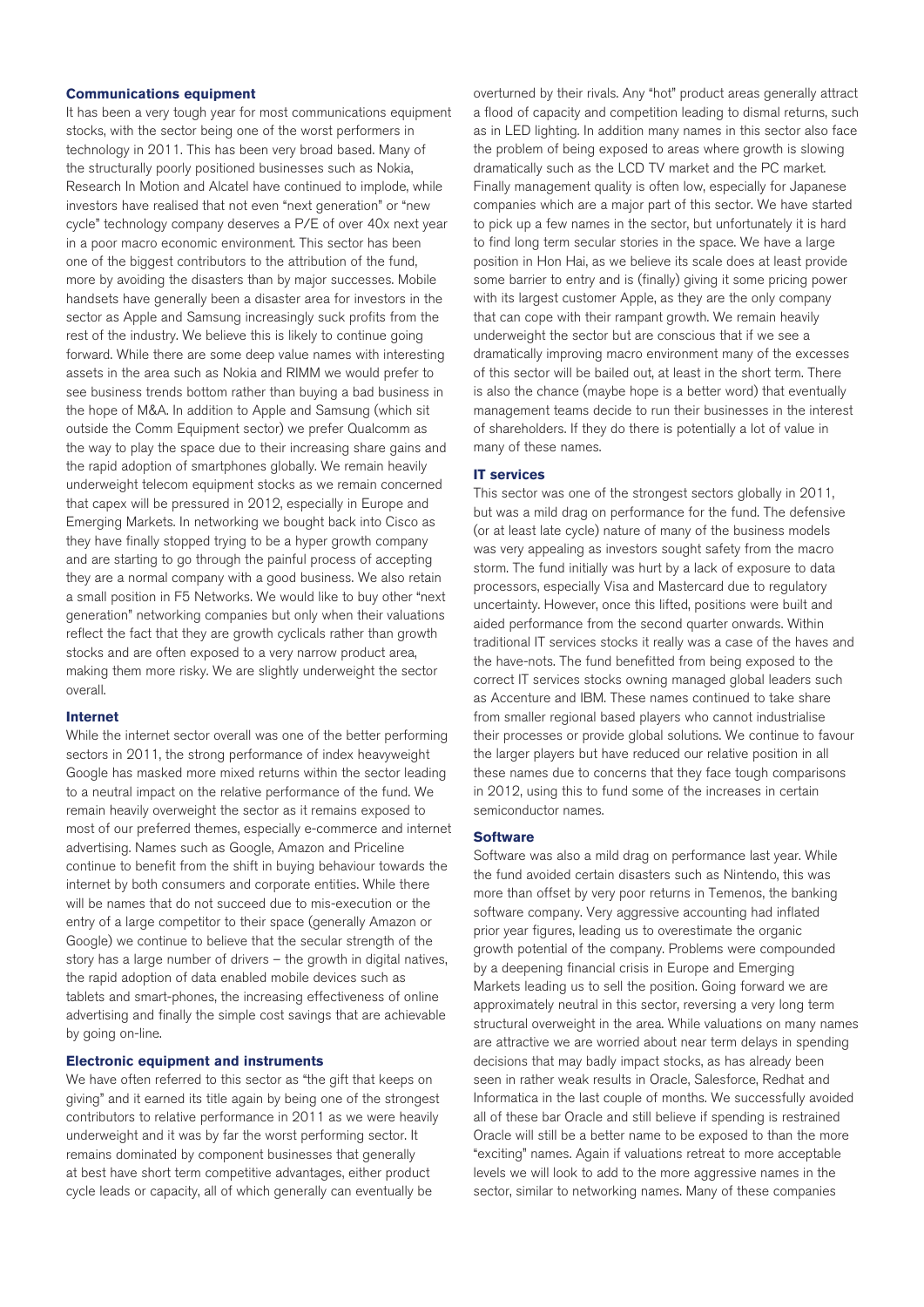### Communications equipment

It has been a very tough year for most communications equipment stocks, with the sector being one of the worst performers in technology in 2011. This has been very broad based. Many of the structurally poorly positioned businesses such as Nokia, Research In Motion and Alcatel have continued to implode, while investors have realised that not even "next generation" or "new cycle" technology company deserves a P/E of over 40x next year in a poor macro economic environment. This sector has been one of the biggest contributors to the attribution of the fund, more by avoiding the disasters than by major successes. Mobile handsets have generally been a disaster area for investors in the sector as Apple and Samsung increasingly suck profits from the rest of the industry. We believe this is likely to continue going forward. While there are some deep value names with interesting assets in the area such as Nokia and RIMM we would prefer to see business trends bottom rather than buying a bad business in the hope of M&A. In addition to Apple and Samsung (which sit outside the Comm Equipment sector) we prefer Qualcomm as the way to play the space due to their increasing share gains and the rapid adoption of smartphones globally. We remain heavily underweight telecom equipment stocks as we remain concerned that capex will be pressured in 2012, especially in Europe and Emerging Markets. In networking we bought back into Cisco as they have finally stopped trying to be a hyper growth company and are starting to go through the painful process of accepting they are a normal company with a good business. We also retain a small position in F5 Networks. We would like to buy other "next generation" networking companies but only when their valuations reflect the fact that they are growth cyclicals rather than growth stocks and are often exposed to a very narrow product area, making them more risky. We are slightly underweight the sector overall.

### Internet

While the internet sector overall was one of the better performing sectors in 2011, the strong performance of index heavyweight Google has masked more mixed returns within the sector leading to a neutral impact on the relative performance of the fund. We remain heavily overweight the sector as it remains exposed to most of our preferred themes, especially e-commerce and internet advertising. Names such as Google, Amazon and Priceline continue to benefit from the shift in buying behaviour towards the internet by both consumers and corporate entities. While there will be names that do not succeed due to mis-execution or the entry of a large competitor to their space (generally Amazon or Google) we continue to believe that the secular strength of the story has a large number of drivers – the growth in digital natives, the rapid adoption of data enabled mobile devices such as tablets and smart-phones, the increasing effectiveness of online advertising and finally the simple cost savings that are achievable by going on-line.

### Electronic equipment and instruments

We have often referred to this sector as "the gift that keeps on giving" and it earned its title again by being one of the strongest contributors to relative performance in 2011 as we were heavily underweight and it was by far the worst performing sector. It remains dominated by component businesses that generally at best have short term competitive advantages, either product cycle leads or capacity, all of which generally can eventually be overturned by their rivals. Any "hot" product areas generally attract a flood of capacity and competition leading to dismal returns, such as in LED lighting. In addition many names in this sector also face the problem of being exposed to areas where growth is slowing dramatically such as the LCD TV market and the PC market. Finally management quality is often low, especially for Japanese companies which are a major part of this sector. We have started to pick up a few names in the sector, but unfortunately it is hard to find long term secular stories in the space. We have a large position in Hon Hai, as we believe its scale does at least provide some barrier to entry and is (finally) giving it some pricing power with its largest customer Apple, as they are the only company that can cope with their rampant growth. We remain heavily underweight the sector but are conscious that if we see a dramatically improving macro environment many of the excesses of this sector will be bailed out, at least in the short term. There is also the chance (maybe hope is a better word) that eventually management teams decide to run their businesses in the interest of shareholders. If they do there is potentially a lot of value in many of these names.

### IT services

This sector was one of the strongest sectors globally in 2011, but was a mild drag on performance for the fund. The defensive (or at least late cycle) nature of many of the business models was very appealing as investors sought safety from the macro storm. The fund initially was hurt by a lack of exposure to data processors, especially Visa and Mastercard due to regulatory uncertainty. However, once this lifted, positions were built and aided performance from the second quarter onwards. Within traditional IT services stocks it really was a case of the haves and the have-nots. The fund benefitted from being exposed to the correct IT services stocks owning managed global leaders such as Accenture and IBM. These names continued to take share from smaller regional based players who cannot industrialise their processes or provide global solutions. We continue to favour the larger players but have reduced our relative position in all these names due to concerns that they face tough comparisons in 2012, using this to fund some of the increases in certain semiconductor names.

### Software

Software was also a mild drag on performance last year. While the fund avoided certain disasters such as Nintendo, this was more than offset by very poor returns in Temenos, the banking software company. Very aggressive accounting had inflated prior year figures, leading us to overestimate the organic growth potential of the company. Problems were compounded by a deepening financial crisis in Europe and Emerging Markets leading us to sell the position. Going forward we are approximately neutral in this sector, reversing a very long term structural overweight in the area. While valuations on many names are attractive we are worried about near term delays in spending decisions that may badly impact stocks, as has already been seen in rather weak results in Oracle, Salesforce, Redhat and Informatica in the last couple of months. We successfully avoided all of these bar Oracle and still believe if spending is restrained Oracle will still be a better name to be exposed to than the more "exciting" names. Again if valuations retreat to more acceptable levels we will look to add to the more aggressive names in the sector, similar to networking names. Many of these companies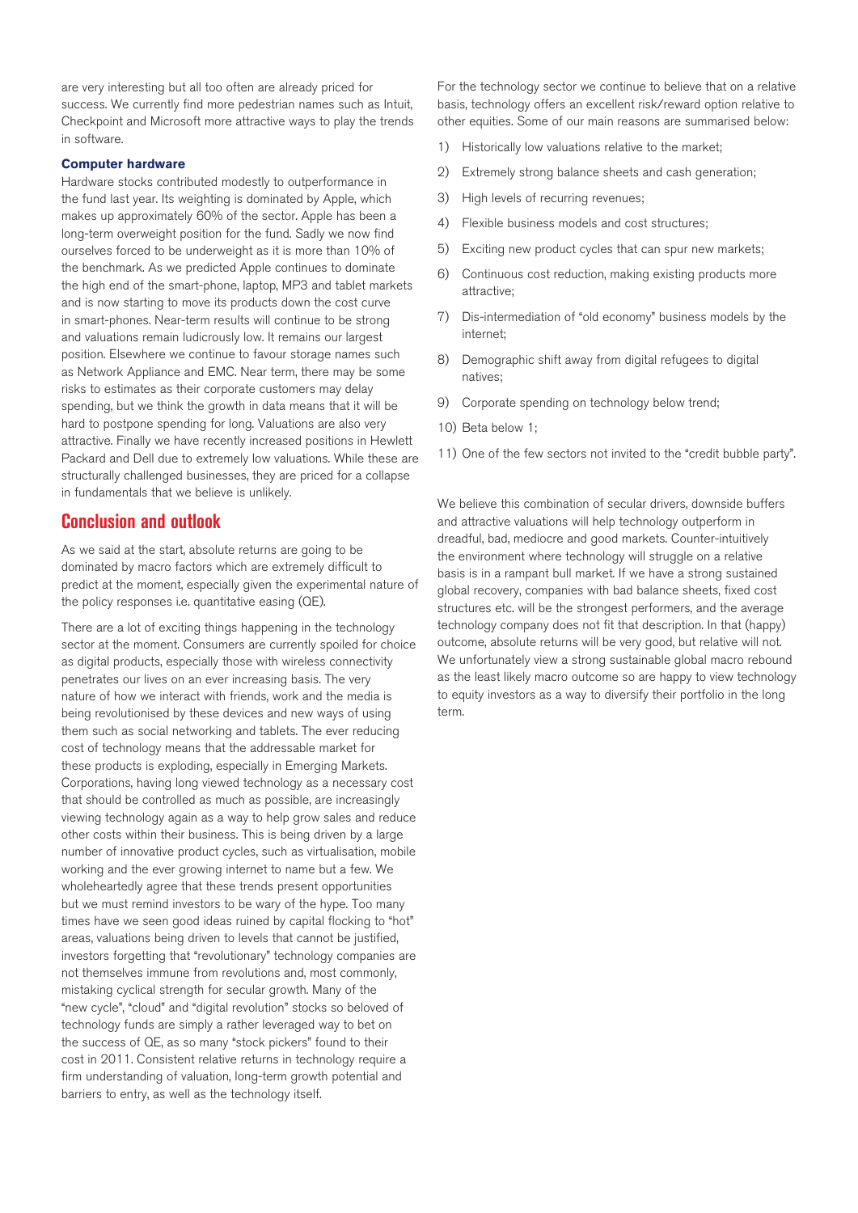are very interesting but all too often are already priced for success. We currently find more pedestrian names such as Intuit, Checkpoint and Microsoft more attractive ways to play the trends in software.

**Computer hardware**

Hardware stocks contributed modestly to outperformance in the fund last year. Its weighting is dominated by Apple, which makes up approximately 60% of the sector. Apple has been a long-term overweight position for the fund. Sadly we now find ourselves forced to be underweight as it is more than 10% of the benchmark. As we predicted Apple continues to dominate the high end of the smart-phone, laptop, MP3 and tablet markets and is now starting to move its products down the cost curve in smart-phones. Near-term results will continue to be strong and valuations remain ludicrously low. It remains our largest position. Elsewhere we continue to favour storage names such as Network Appliance and EMC. Near term, there may be some risks to estimates as their corporate customers may delay spending, but we think the growth in data means that it will be hard to postpone spending for long. Valuations are also very attractive. Finally we have recently increased positions in Hewlett Packard and Dell due to extremely low valuations. While these are structurally challenged businesses, they are priced for a collapse in fundamentals that we believe is unlikely.

## Conclusion and outlook

As we said at the start, absolute returns are going to be dominated by macro factors which are extremely difficult to predict at the moment, especially given the experimental nature of the policy responses i.e. quantitative easing (QE).

There are a lot of exciting things happening in the technology sector at the moment. Consumers are currently spoiled for choice as digital products, especially those with wireless connectivity penetrates our lives on an ever increasing basis. The very nature of how we interact with friends, work and the media is being revolutionised by these devices and new ways of using them such as social networking and tablets. The ever reducing cost of technology means that the addressable market for these products is exploding, especially in Emerging Markets. Corporations, having long viewed technology as a necessary cost that should be controlled as much as possible, are increasingly viewing technology again as a way to help grow sales and reduce other costs within their business. This is being driven by a large number of innovative product cycles, such as virtualisation, mobile working and the ever growing internet to name but a few. We wholeheartedly agree that these trends present opportunities but we must remind investors to be wary of the hype. Too many times have we seen good ideas ruined by capital flocking to "hot" areas, valuations being driven to levels that cannot be justified, investors forgetting that "revolutionary" technology companies are not themselves immune from revolutions and, most commonly, mistaking cyclical strength for secular growth. Many of the "new cycle", "cloud" and "digital revolution" stocks so beloved of technology funds are simply a rather leveraged way to bet on the success of QE, as so many "stock pickers" found to their cost in 2011. Consistent relative returns in technology require a firm understanding of valuation, long-term growth potential and barriers to entry, as well as the technology itself.

For the technology sector we continue to believe that on a relative basis, technology offers an excellent risk/reward option relative to other equities. Some of our main reasons are summarised below:

1) Historically low valuations relative to the market;
2) Extremely strong balance sheets and cash generation;
3) High levels of recurring revenues;
4) Flexible business models and cost structures;
5) Exciting new product cycles that can spur new markets;
6) Continuous cost reduction, making existing products more attractive;
7) Dis-intermediation of "old economy" business models by the internet;
8) Demographic shift away from digital refugees to digital natives;
9) Corporate spending on technology below trend;
10) Beta below 1;
11) One of the few sectors not invited to the "credit bubble party".

We believe this combination of secular drivers, downside buffers and attractive valuations will help technology outperform in dreadful, bad, mediocre and good markets. Counter-intuitively the environment where technology will struggle on a relative basis is in a rampant bull market. If we have a strong sustained global recovery, companies with bad balance sheets, fixed cost structures etc. will be the strongest performers, and the average technology company does not fit that description. In that (happy) outcome, absolute returns will be very good, but relative will not. We unfortunately view a strong sustainable global macro rebound as the least likely macro outcome so are happy to view technology to equity investors as a way to diversify their portfolio in the long term.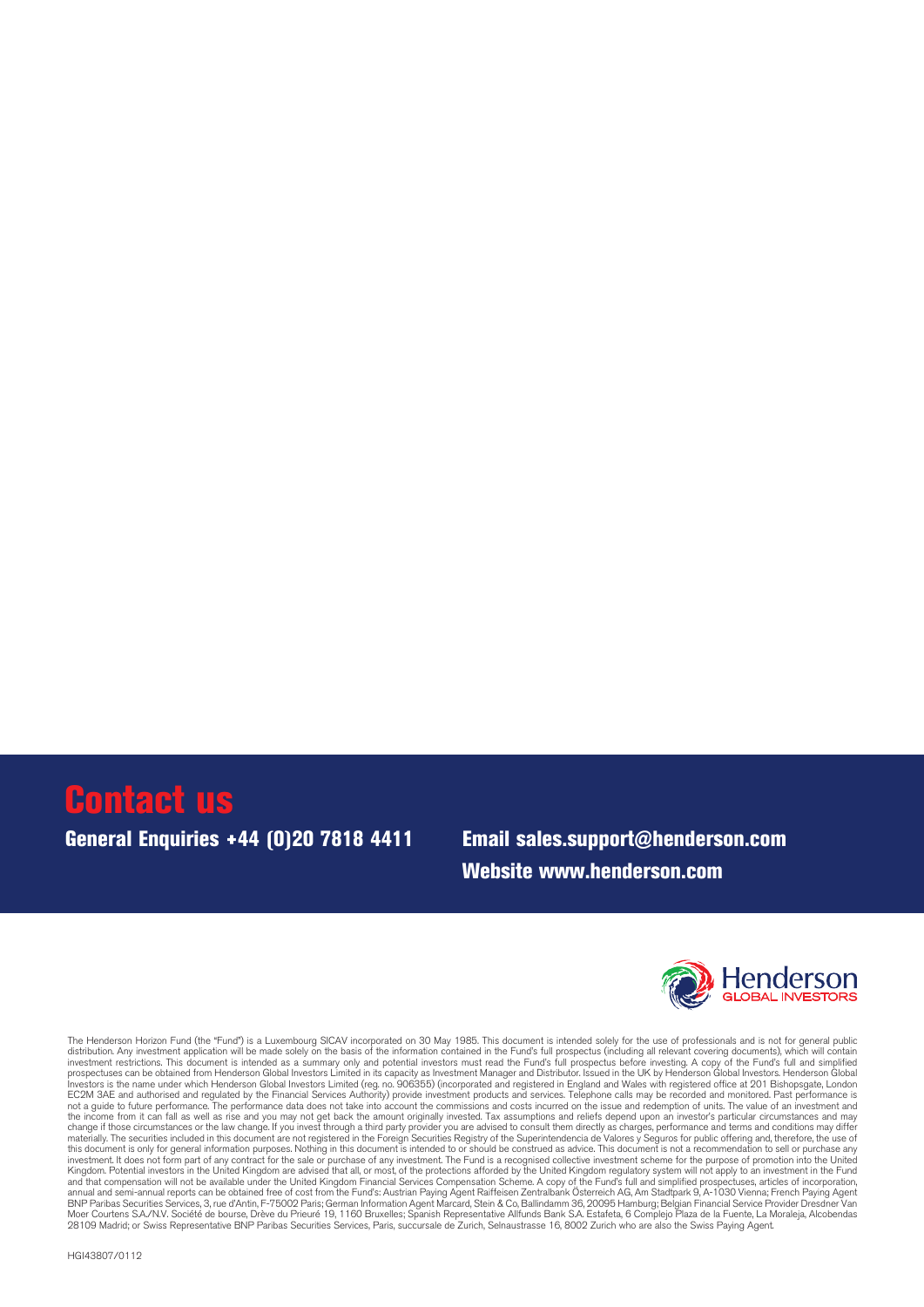# Contact us

**General Enquiries +44 (0)20 7818 4411**

**Email sales.support@henderson.com**

**Website www.henderson.com**

Henderson GLOBAL INVESTORS

The Henderson Horizon Fund (the "Fund") is a Luxembourg SICAV incorporated on 30 May 1985. This document is intended solely for the use of professionals and is not for general public distribution. Any investment application will be made solely on the basis of the information contained in the Fund's full prospectus (including all relevant covering documents), which will contain investment restrictions. This document is intended as a summary only and potential investors must read the Fund's full prospectus before investing. A copy of the Fund's full and simplified prospectuses can be obtained from Henderson Global Investors Limited in its capacity as Investment Manager and Distributor. Issued in the UK by Henderson Global Investors. Henderson Global Investors is the name under which Henderson Global Investors Limited (reg. no. 906355) (incorporated and registered in England and Wales with registered office at 201 Bishopsgate, London EC2M 3AE and authorised and regulated by the Financial Services Authority) provide investment products and services. Telephone calls may be recorded and monitored. Past performance is not a guide to future performance. The performance data does not take into account the commissions and costs incurred on the issue and redemption of units. The value of an investment and the income from it can fall as well as rise and you may not get back the amount originally invested. Tax assumptions and reliefs depend upon an investor's particular circumstances and may change if those circumstances or the law change. If you invest through a third party provider you are advised to consult them directly as charges, performance and terms and conditions may differ materially. The securities included in this document are not registered in the Foreign Securities Registry of the Superintendencia de Valores y Seguros for public offering and, therefore, the use of this document is only for general information purposes. Nothing in this document is intended to or should be construed as advice. This document is not a recommendation to sell or purchase any investment. It does not form part of any contract for the sale or purchase of any investment. The Fund is a recognised collective investment scheme for the purpose of promotion into the United Kingdom. Potential investors in the United Kingdom are advised that all, or most, of the protections afforded by the United Kingdom regulatory system will not apply to an investment in the Fund and that compensation will not be available under the United Kingdom Financial Services Compensation Scheme. A copy of the Fund's full and simplified prospectuses, articles of incorporation, annual and semi-annual reports can be obtained free of cost from the Fund's: Austrian Paying Agent Raiffeisen Zentralbank Österreich AG, Am Stadtpark 9, A-1030 Vienna; French Paying Agent BNP Paribas Securities Services, 3, rue d'Antin, F-75002 Paris; German Information Agent Marcard, Stein & Co, Ballindamm 36, 20095 Hamburg; Belgian Financial Service Provider Dresdner Van Moer Courtens S.A./N.V. Société de bourse, Drève du Prieuré 19, 1160 Bruxelles; Spanish Representative Allfunds Bank S.A. Estafeta, 6 Complejo Plaza de la Fuente, La Moraleja, Alcobendas 28109 Madrid; or Swiss Representative BNP Paribas Securities Services, Paris, succursale de Zurich, Selnaustrasse 16, 8002 Zurich who are also the Swiss Paying Agent.

HGI43807/0112